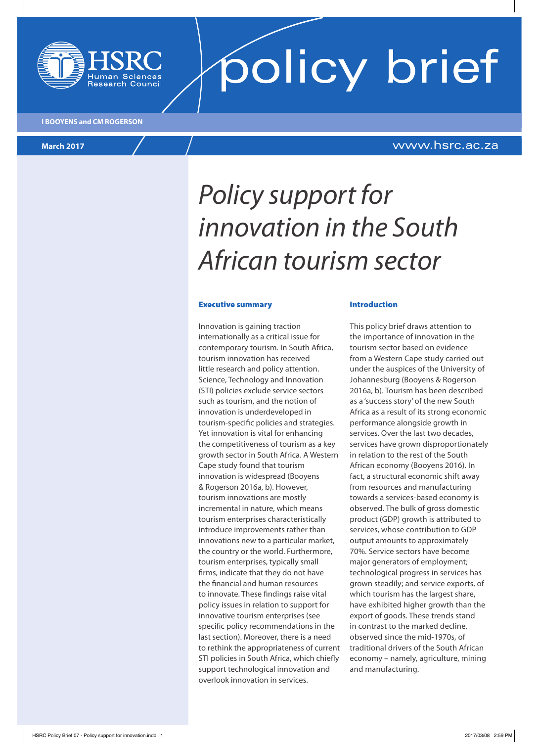HSRC Human Sciences Research Council

# policy brief

**I BOOYENS and CM ROGERSON**

**March 2017**

www.hsrc.ac.za

# *Policy support for innovation in the South African tourism sector*

## Executive summary

Innovation is gaining traction internationally as a critical issue for contemporary tourism. In South Africa, tourism innovation has received little research and policy attention. Science, Technology and Innovation (STI) policies exclude service sectors such as tourism, and the notion of innovation is underdeveloped in tourism-specific policies and strategies. Yet innovation is vital for enhancing the competitiveness of tourism as a key growth sector in South Africa. A Western Cape study found that tourism innovation is widespread (Booyens & Rogerson 2016a, b). However, tourism innovations are mostly incremental in nature, which means tourism enterprises characteristically introduce improvements rather than innovations new to a particular market, the country or the world. Furthermore, tourism enterprises, typically small firms, indicate that they do not have the financial and human resources to innovate. These findings raise vital policy issues in relation to support for innovative tourism enterprises (see specific policy recommendations in the last section). Moreover, there is a need to rethink the appropriateness of current STI policies in South Africa, which chiefly support technological innovation and overlook innovation in services.

## Introduction

This policy brief draws attention to the importance of innovation in the tourism sector based on evidence from a Western Cape study carried out under the auspices of the University of Johannesburg (Booyens & Rogerson 2016a, b). Tourism has been described as a 'success story' of the new South Africa as a result of its strong economic performance alongside growth in services. Over the last two decades, services have grown disproportionately in relation to the rest of the South African economy (Booyens 2016). In fact, a structural economic shift away from resources and manufacturing towards a services-based economy is observed. The bulk of gross domestic product (GDP) growth is attributed to services, whose contribution to GDP output amounts to approximately 70%. Service sectors have become major generators of employment; technological progress in services has grown steadily; and service exports, of which tourism has the largest share, have exhibited higher growth than the export of goods. These trends stand in contrast to the marked decline, observed since the mid-1970s, of traditional drivers of the South African economy – namely, agriculture, mining and manufacturing.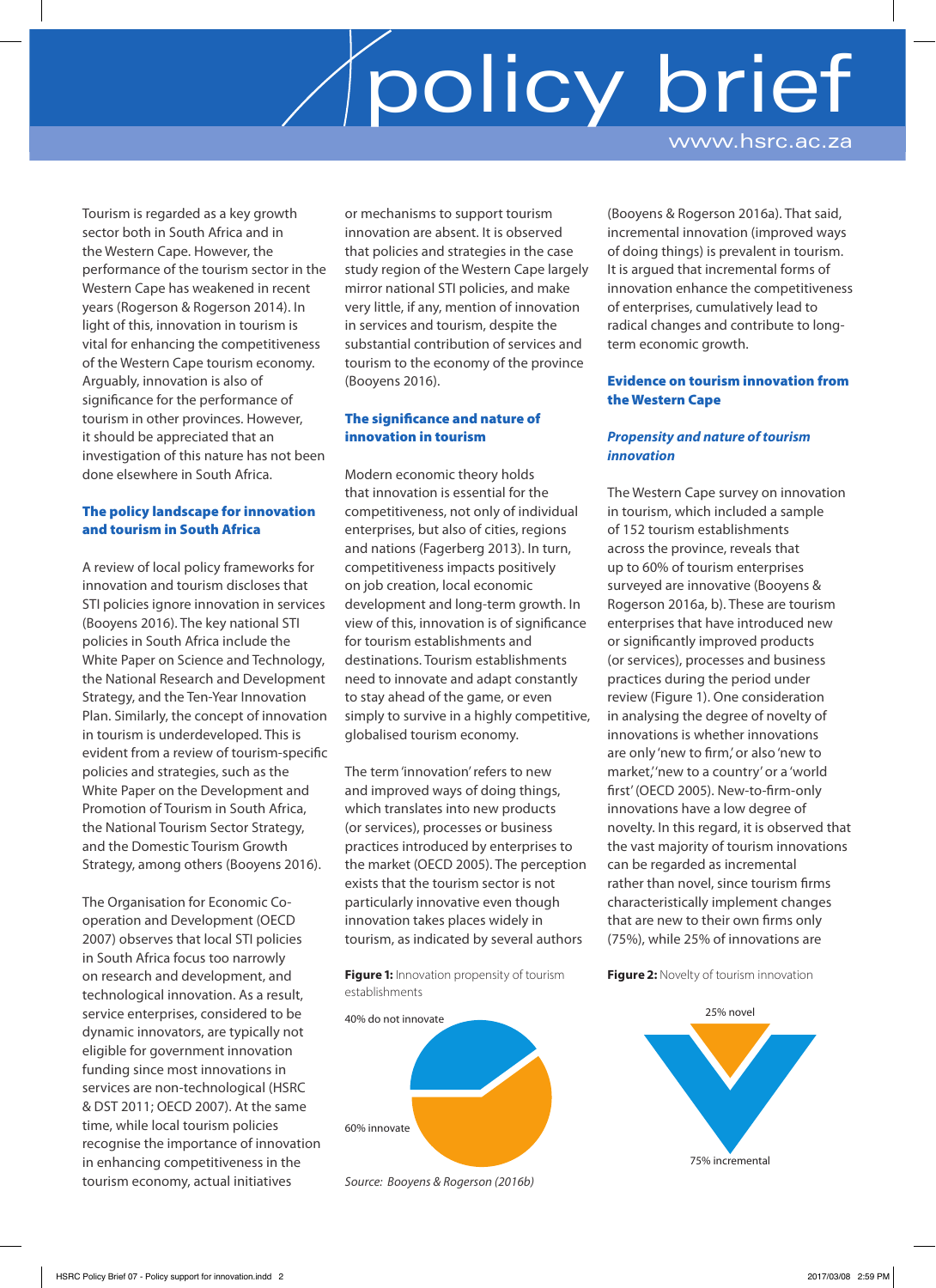Tourism is regarded as a key growth sector both in South Africa and in the Western Cape. However, the performance of the tourism sector in the Western Cape has weakened in recent years (Rogerson & Rogerson 2014). In light of this, innovation in tourism is vital for enhancing the competitiveness of the Western Cape tourism economy. Arguably, innovation is also of significance for the performance of tourism in other provinces. However, it should be appreciated that an investigation of this nature has not been done elsewhere in South Africa.

## The policy landscape for innovation and tourism in South Africa

A review of local policy frameworks for innovation and tourism discloses that STI policies ignore innovation in services (Booyens 2016). The key national STI policies in South Africa include the White Paper on Science and Technology, the National Research and Development Strategy, and the Ten-Year Innovation Plan. Similarly, the concept of innovation in tourism is underdeveloped. This is evident from a review of tourism-specific policies and strategies, such as the White Paper on the Development and Promotion of Tourism in South Africa, the National Tourism Sector Strategy, and the Domestic Tourism Growth Strategy, among others (Booyens 2016).

The Organisation for Economic Co-operation and Development (OECD 2007) observes that local STI policies in South Africa focus too narrowly on research and development, and technological innovation. As a result, service enterprises, considered to be dynamic innovators, are typically not eligible for government innovation funding since most innovations in services are non-technological (HSRC & DST 2011; OECD 2007). At the same time, while local tourism policies recognise the importance of innovation in enhancing competitiveness in the tourism economy, actual initiatives or mechanisms to support tourism innovation are absent. It is observed that policies and strategies in the case study region of the Western Cape largely mirror national STI policies, and make very little, if any, mention of innovation in services and tourism, despite the substantial contribution of services and tourism to the economy of the province (Booyens 2016).

## The significance and nature of innovation in tourism

Modern economic theory holds that innovation is essential for the competitiveness, not only of individual enterprises, but also of cities, regions and nations (Fagerberg 2013). In turn, competitiveness impacts positively on job creation, local economic development and long-term growth. In view of this, innovation is of significance for tourism establishments and destinations. Tourism establishments need to innovate and adapt constantly to stay ahead of the game, or even simply to survive in a highly competitive, globalised tourism economy.

The term 'innovation' refers to new and improved ways of doing things, which translates into new products (or services), processes or business practices introduced by enterprises to the market (OECD 2005). The perception exists that the tourism sector is not particularly innovative even though innovation takes places widely in tourism, as indicated by several authors (Booyens & Rogerson 2016a). That said, incremental innovation (improved ways of doing things) is prevalent in tourism. It is argued that incremental forms of innovation enhance the competitiveness of enterprises, cumulatively lead to radical changes and contribute to long-term economic growth.

**Figure 1:** Innovation propensity of tourism establishments

40% do not innovate

60% innovate

*Source: Booyens & Rogerson (2016b)*

## Evidence on tourism innovation from the Western Cape

### *Propensity and nature of tourism innovation*

The Western Cape survey on innovation in tourism, which included a sample of 152 tourism establishments across the province, reveals that up to 60% of tourism enterprises surveyed are innovative (Booyens & Rogerson 2016a, b). These are tourism enterprises that have introduced new or significantly improved products (or services), processes and business practices during the period under review (Figure 1). One consideration in analysing the degree of novelty of innovations is whether innovations are only 'new to firm,' or also 'new to market,' 'new to a country' or a 'world first' (OECD 2005). New-to-firm-only innovations have a low degree of novelty. In this regard, it is observed that the vast majority of tourism innovations can be regarded as incremental rather than novel, since tourism firms characteristically implement changes that are new to their own firms only (75%), while 25% of innovations are

**Figure 2:** Novelty of tourism innovation

25% novel

75% incremental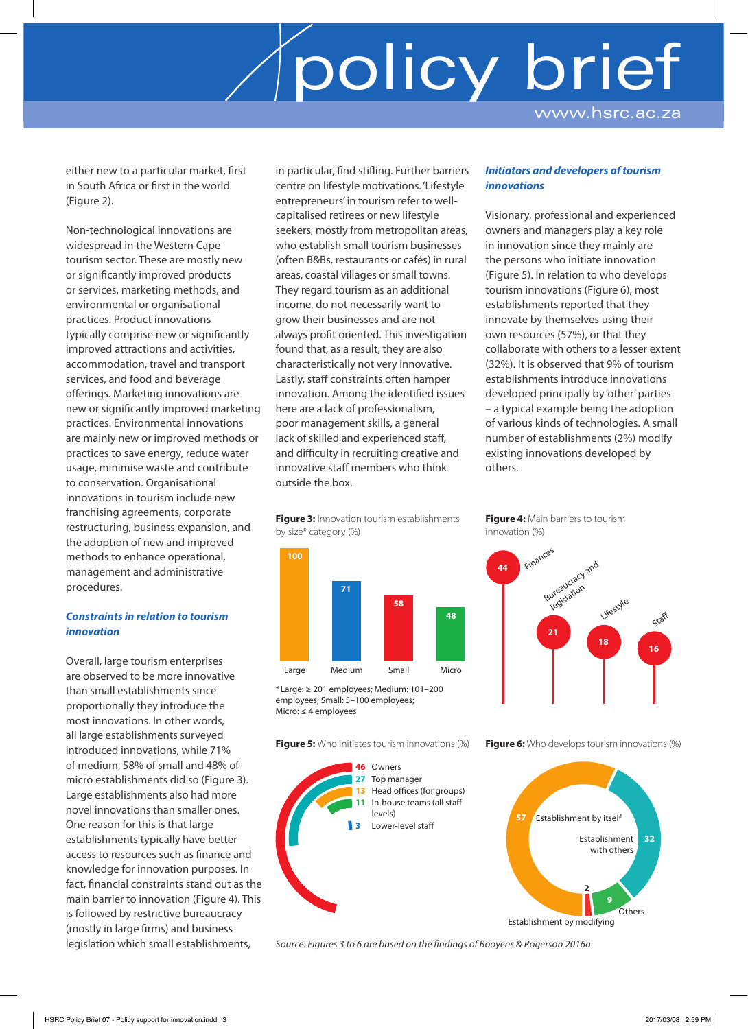either new to a particular market, first in South Africa or first in the world (Figure 2).

Non-technological innovations are widespread in the Western Cape tourism sector. These are mostly new or significantly improved products or services, marketing methods, and environmental or organisational practices. Product innovations typically comprise new or significantly improved attractions and activities, accommodation, travel and transport services, and food and beverage offerings. Marketing innovations are new or significantly improved marketing practices. Environmental innovations are mainly new or improved methods or practices to save energy, reduce water usage, minimise waste and contribute to conservation. Organisational innovations in tourism include new franchising agreements, corporate restructuring, business expansion, and the adoption of new and improved methods to enhance operational, management and administrative procedures.

### *Constraints in relation to tourism innovation*

Overall, large tourism enterprises are observed to be more innovative than small establishments since proportionally they introduce the most innovations. In other words, all large establishments surveyed introduced innovations, while 71% of medium, 58% of small and 48% of micro establishments did so (Figure 3). Large establishments also had more novel innovations than smaller ones. One reason for this is that large establishments typically have better access to resources such as finance and knowledge for innovation purposes. In fact, financial constraints stand out as the main barrier to innovation (Figure 4). This is followed by restrictive bureaucracy (mostly in large firms) and business legislation which small establishments, in particular, find stifling. Further barriers centre on lifestyle motivations. 'Lifestyle entrepreneurs' in tourism refer to well-capitalised retirees or new lifestyle seekers, mostly from metropolitan areas, who establish small tourism businesses (often B&Bs, restaurants or cafés) in rural areas, coastal villages or small towns. They regard tourism as an additional income, do not necessarily want to grow their businesses and are not always profit oriented. This investigation found that, as a result, they are also characteristically not very innovative. Lastly, staff constraints often hamper innovation. Among the identified issues here are a lack of professionalism, poor management skills, a general lack of skilled and experienced staff, and difficulty in recruiting creative and innovative staff members who think outside the box.

### *Initiators and developers of tourism innovations*

Visionary, professional and experienced owners and managers play a key role in innovation since they mainly are the persons who initiate innovation (Figure 5). In relation to who develops tourism innovations (Figure 6), most establishments reported that they innovate by themselves using their own resources (57%), or that they collaborate with others to a lesser extent (32%). It is observed that 9% of tourism establishments introduce innovations developed principally by 'other' parties – a typical example being the adoption of various kinds of technologies. A small number of establishments (2%) modify existing innovations developed by others.

**Figure 3:** Innovation tourism establishments by size* category (%)

| Large | Medium | Small | Micro |
|---|---|---|---|
| 100 | 71 | 58 | 48 |

*Large: ≥ 201 employees; Medium: 101–200 employees; Small: 5–100 employees; Micro: ≤ 4 employees

**Figure 4:** Main barriers to tourism innovation (%)

| Finances | Bureaucracy and legislation | Lifestyle | Staff |
|---|---|---|---|
| 44 | 21 | 18 | 16 |

**Figure 5:** Who initiates tourism innovations (%)

| Initiator | % |
|---|---|
| Owners | 46 |
| Top manager | 27 |
| Head offices (for groups) | 13 |
| In-house teams (all staff levels) | 11 |
| Lower-level staff | 3 |

**Figure 6:** Who develops tourism innovations (%)

| Developer | % |
|---|---|
| Establishment by itself | 57 |
| Establishment with others | 32 |
| Others | 9 |
| Establishment by modifying | 2 |

*Source: Figures 3 to 6 are based on the findings of Booyens & Rogerson 2016a*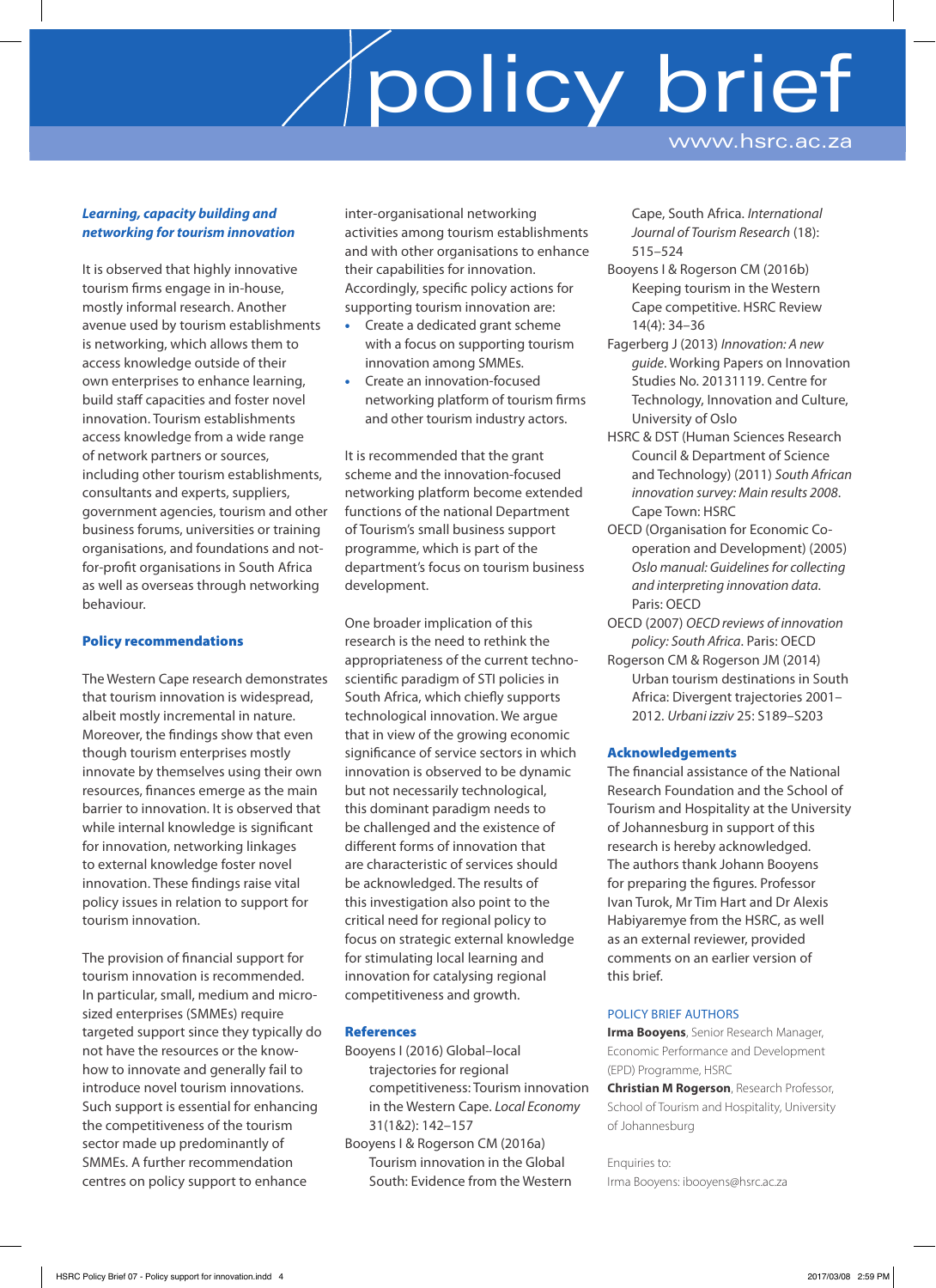### *Learning, capacity building and networking for tourism innovation*

It is observed that highly innovative tourism firms engage in in-house, mostly informal research. Another avenue used by tourism establishments is networking, which allows them to access knowledge outside of their own enterprises to enhance learning, build staff capacities and foster novel innovation. Tourism establishments access knowledge from a wide range of network partners or sources, including other tourism establishments, consultants and experts, suppliers, government agencies, tourism and other business forums, universities or training organisations, and foundations and not-for-profit organisations in South Africa as well as overseas through networking behaviour.

## Policy recommendations

The Western Cape research demonstrates that tourism innovation is widespread, albeit mostly incremental in nature. Moreover, the findings show that even though tourism enterprises mostly innovate by themselves using their own resources, finances emerge as the main barrier to innovation. It is observed that while internal knowledge is significant for innovation, networking linkages to external knowledge foster novel innovation. These findings raise vital policy issues in relation to support for tourism innovation.

The provision of financial support for tourism innovation is recommended. In particular, small, medium and micro-sized enterprises (SMMEs) require targeted support since they typically do not have the resources or the know-how to innovate and generally fail to introduce novel tourism innovations. Such support is essential for enhancing the competitiveness of the tourism sector made up predominantly of SMMEs. A further recommendation centres on policy support to enhance inter-organisational networking activities among tourism establishments and with other organisations to enhance their capabilities for innovation. Accordingly, specific policy actions for supporting tourism innovation are:

- Create a dedicated grant scheme with a focus on supporting tourism innovation among SMMEs.
- Create an innovation-focused networking platform of tourism firms and other tourism industry actors.

It is recommended that the grant scheme and the innovation-focused networking platform become extended functions of the national Department of Tourism's small business support programme, which is part of the department's focus on tourism business development.

One broader implication of this research is the need to rethink the appropriateness of the current techno-scientific paradigm of STI policies in South Africa, which chiefly supports technological innovation. We argue that in view of the growing economic significance of service sectors in which innovation is observed to be dynamic but not necessarily technological, this dominant paradigm needs to be challenged and the existence of different forms of innovation that are characteristic of services should be acknowledged. The results of this investigation also point to the critical need for regional policy to focus on strategic external knowledge for stimulating local learning and innovation for catalysing regional competitiveness and growth.

## References

Booyens I (2016) Global–local trajectories for regional competitiveness: Tourism innovation in the Western Cape. *Local Economy* 31(1&2): 142–157

Booyens I & Rogerson CM (2016a) Tourism innovation in the Global South: Evidence from the Western Cape, South Africa. *International Journal of Tourism Research* (18): 515–524

Booyens I & Rogerson CM (2016b) Keeping tourism in the Western Cape competitive. HSRC Review 14(4): 34–36

Fagerberg J (2013) *Innovation: A new guide*. Working Papers on Innovation Studies No. 20131119. Centre for Technology, Innovation and Culture, University of Oslo

HSRC & DST (Human Sciences Research Council & Department of Science and Technology) (2011) *South African innovation survey: Main results 2008*. Cape Town: HSRC

OECD (Organisation for Economic Co-operation and Development) (2005) *Oslo manual: Guidelines for collecting and interpreting innovation data*. Paris: OECD

OECD (2007) *OECD reviews of innovation policy: South Africa*. Paris: OECD

Rogerson CM & Rogerson JM (2014) Urban tourism destinations in South Africa: Divergent trajectories 2001–2012. *Urbani izziv* 25: S189–S203

## Acknowledgements

The financial assistance of the National Research Foundation and the School of Tourism and Hospitality at the University of Johannesburg in support of this research is hereby acknowledged. The authors thank Johann Booyens for preparing the figures. Professor Ivan Turok, Mr Tim Hart and Dr Alexis Habiyaremye from the HSRC, as well as an external reviewer, provided comments on an earlier version of this brief.

POLICY BRIEF AUTHORS

**Irma Booyens**, Senior Research Manager, Economic Performance and Development (EPD) Programme, HSRC

**Christian M Rogerson**, Research Professor, School of Tourism and Hospitality, University of Johannesburg

Enquiries to:
Irma Booyens: ibooyens@hsrc.ac.za